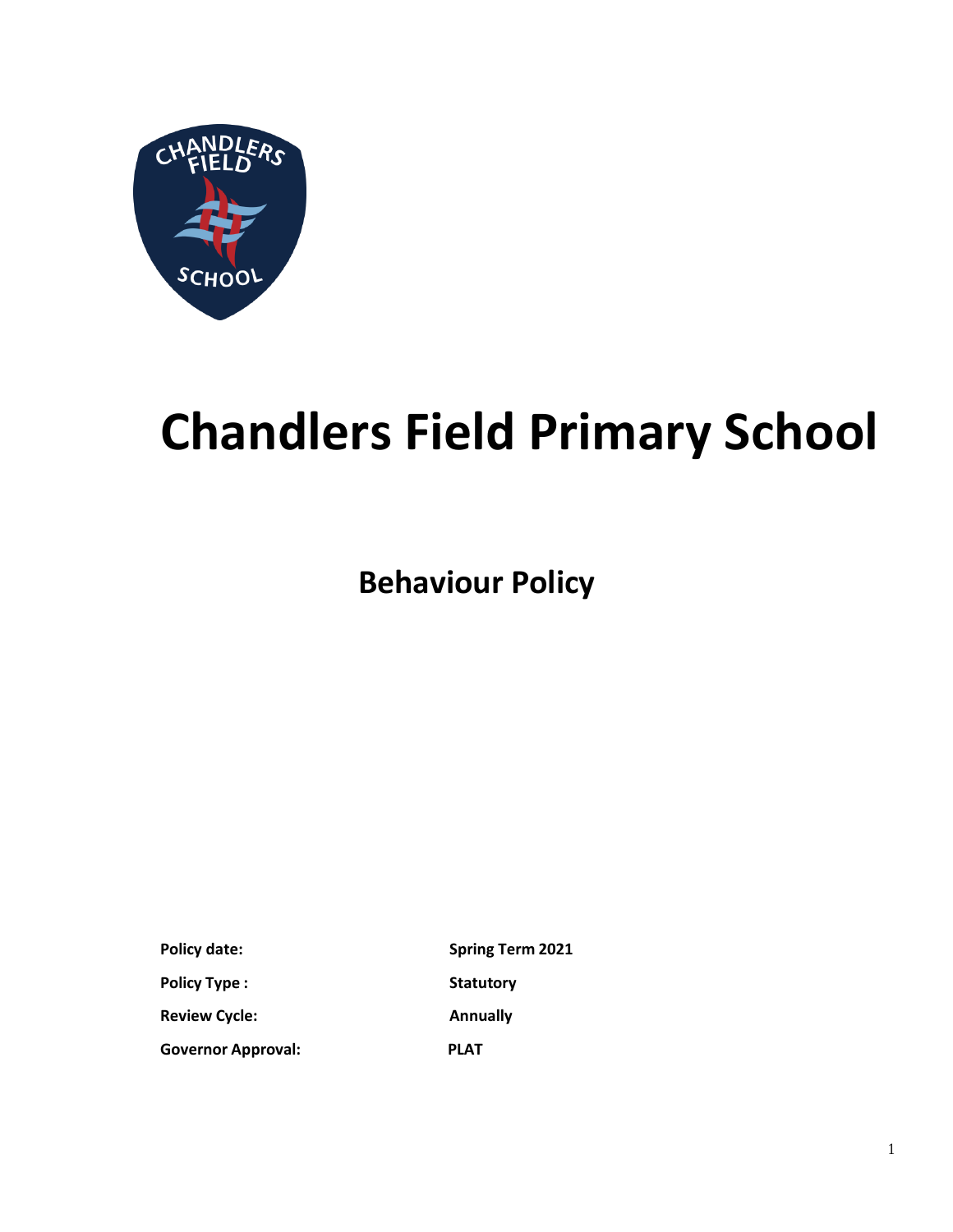# Chandlers Field Primary School

## Behaviour Policy

| | |
|---|---|
| **Policy date:** | **Spring Term 2021** |
| **Policy Type :** | **Statutory** |
| **Review Cycle:** | **Annually** |
| **Governor Approval:** | **PLAT** |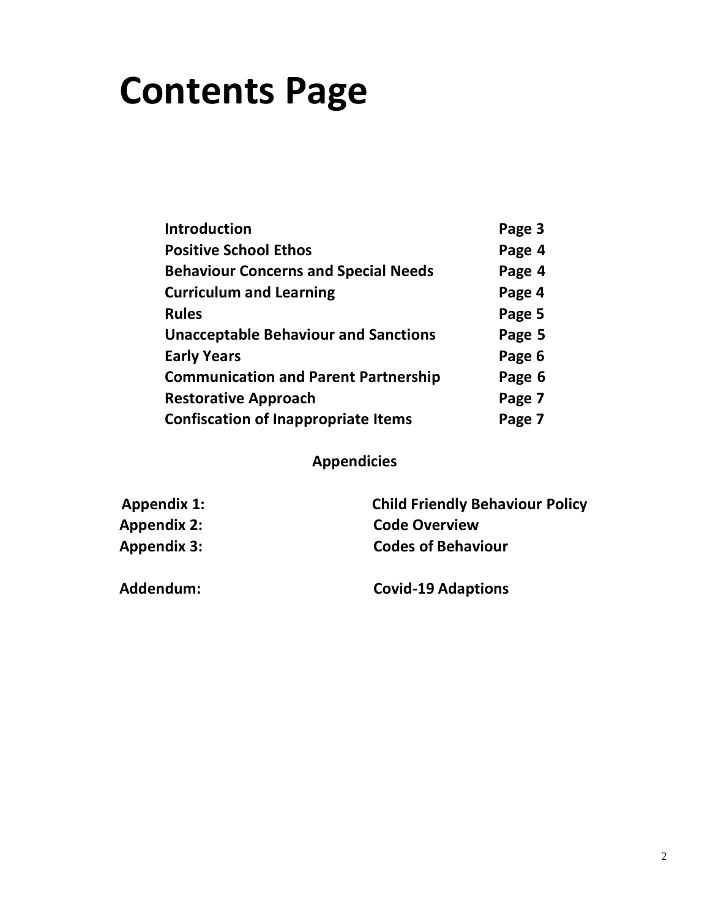# Contents Page

| | |
|---|---|
| **Introduction** | **Page 3** |
| **Positive School Ethos** | **Page 4** |
| **Behaviour Concerns and Special Needs** | **Page 4** |
| **Curriculum and Learning** | **Page 4** |
| **Rules** | **Page 5** |
| **Unacceptable Behaviour and Sanctions** | **Page 5** |
| **Early Years** | **Page 6** |
| **Communication and Parent Partnership** | **Page 6** |
| **Restorative Approach** | **Page 7** |
| **Confiscation of Inappropriate Items** | **Page 7** |

**Appendicies**

| | |
|---|---|
| **Appendix 1:** | **Child Friendly Behaviour Policy** |
| **Appendix 2:** | **Code Overview** |
| **Appendix 3:** | **Codes of Behaviour** |
| | |
| **Addendum:** | **Covid-19 Adaptions** |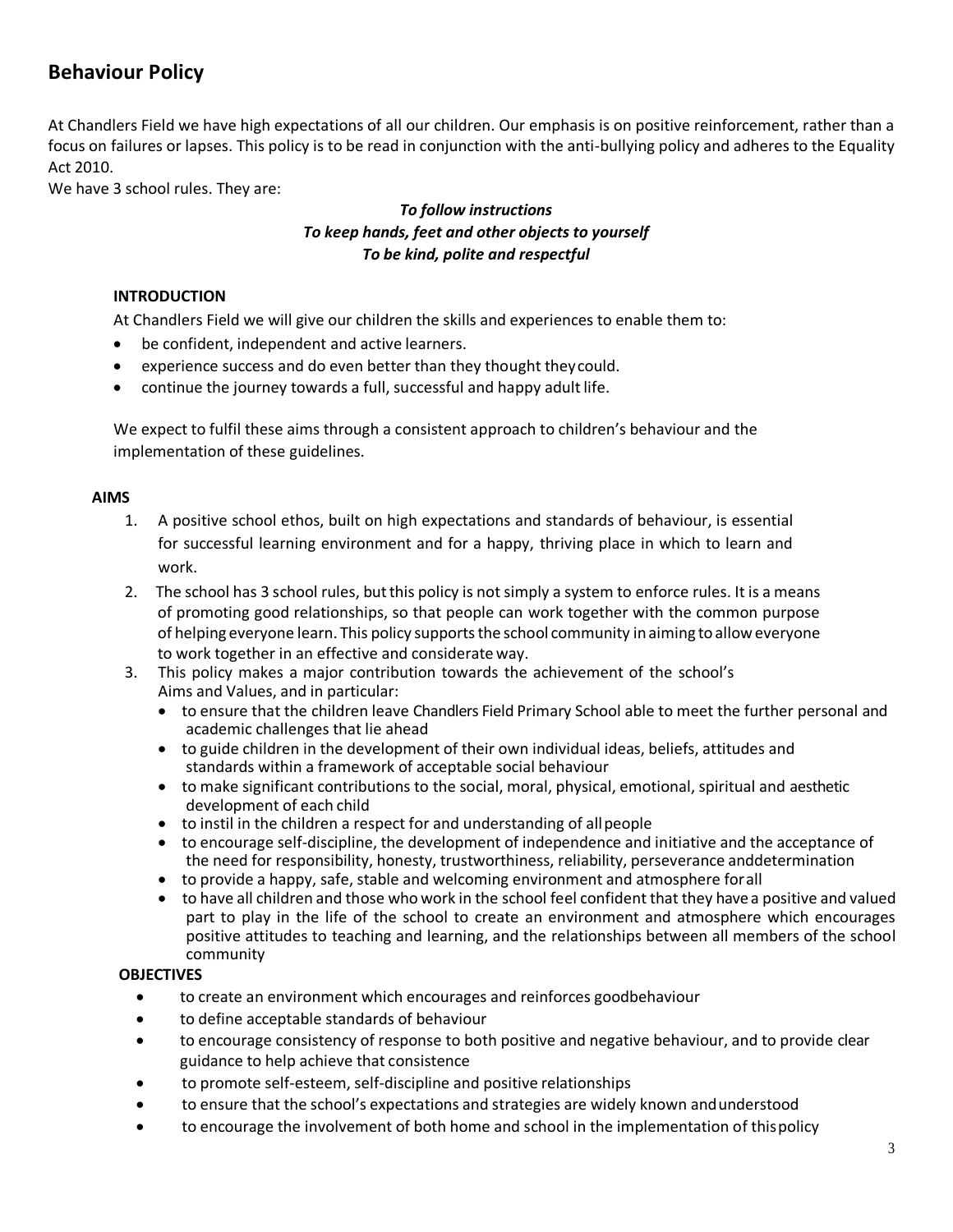## Behaviour Policy

At Chandlers Field we have high expectations of all our children. Our emphasis is on positive reinforcement, rather than a focus on failures or lapses. This policy is to be read in conjunction with the anti-bullying policy and adheres to the Equality Act 2010.

We have 3 school rules. They are:

***To follow instructions***
***To keep hands, feet and other objects to yourself***
***To be kind, polite and respectful***

### INTRODUCTION

At Chandlers Field we will give our children the skills and experiences to enable them to:

- be confident, independent and active learners.
- experience success and do even better than they thought they could.
- continue the journey towards a full, successful and happy adult life.

We expect to fulfil these aims through a consistent approach to children's behaviour and the implementation of these guidelines.

### AIMS

1. A positive school ethos, built on high expectations and standards of behaviour, is essential for successful learning environment and for a happy, thriving place in which to learn and work.
2. The school has 3 school rules, but this policy is not simply a system to enforce rules. It is a means of promoting good relationships, so that people can work together with the common purpose of helping everyone learn. This policy supports the school community in aiming to allow everyone to work together in an effective and considerate way.
3. This policy makes a major contribution towards the achievement of the school's Aims and Values, and in particular:
   - to ensure that the children leave Chandlers Field Primary School able to meet the further personal and academic challenges that lie ahead
   - to guide children in the development of their own individual ideas, beliefs, attitudes and standards within a framework of acceptable social behaviour
   - to make significant contributions to the social, moral, physical, emotional, spiritual and aesthetic development of each child
   - to instil in the children a respect for and understanding of all people
   - to encourage self-discipline, the development of independence and initiative and the acceptance of the need for responsibility, honesty, trustworthiness, reliability, perseverance and determination
   - to provide a happy, safe, stable and welcoming environment and atmosphere for all
   - to have all children and those who work in the school feel confident that they have a positive and valued part to play in the life of the school to create an environment and atmosphere which encourages positive attitudes to teaching and learning, and the relationships between all members of the school community

### OBJECTIVES

- to create an environment which encourages and reinforces good behaviour
- to define acceptable standards of behaviour
- to encourage consistency of response to both positive and negative behaviour, and to provide clear guidance to help achieve that consistence
- to promote self-esteem, self-discipline and positive relationships
- to ensure that the school's expectations and strategies are widely known and understood
- to encourage the involvement of both home and school in the implementation of this policy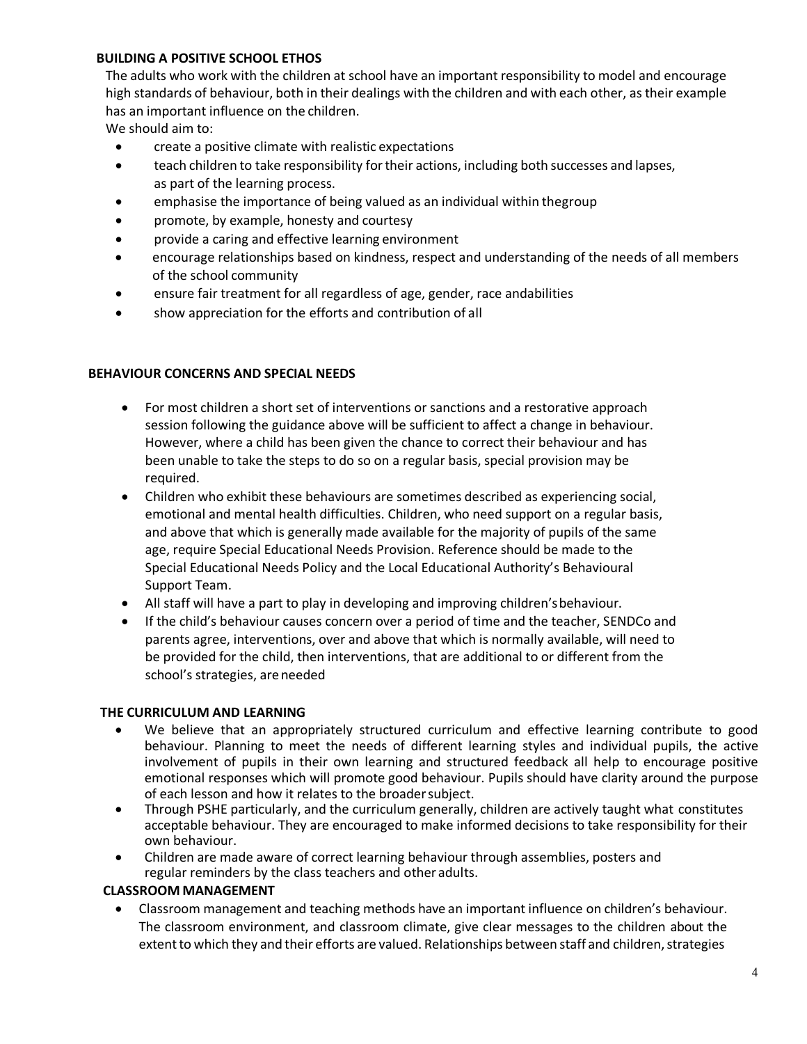**BUILDING A POSITIVE SCHOOL ETHOS**

The adults who work with the children at school have an important responsibility to model and encourage high standards of behaviour, both in their dealings with the children and with each other, as their example has an important influence on the children.

We should aim to:

- create a positive climate with realistic expectations
- teach children to take responsibility for their actions, including both successes and lapses, as part of the learning process.
- emphasise the importance of being valued as an individual within thegroup
- promote, by example, honesty and courtesy
- provide a caring and effective learning environment
- encourage relationships based on kindness, respect and understanding of the needs of all members of the school community
- ensure fair treatment for all regardless of age, gender, race andabilities
- show appreciation for the efforts and contribution of all

**BEHAVIOUR CONCERNS AND SPECIAL NEEDS**

- For most children a short set of interventions or sanctions and a restorative approach session following the guidance above will be sufficient to affect a change in behaviour. However, where a child has been given the chance to correct their behaviour and has been unable to take the steps to do so on a regular basis, special provision may be required.
- Children who exhibit these behaviours are sometimes described as experiencing social, emotional and mental health difficulties. Children, who need support on a regular basis, and above that which is generally made available for the majority of pupils of the same age, require Special Educational Needs Provision. Reference should be made to the Special Educational Needs Policy and the Local Educational Authority's Behavioural Support Team.
- All staff will have a part to play in developing and improving children'sbehaviour.
- If the child's behaviour causes concern over a period of time and the teacher, SENDCo and parents agree, interventions, over and above that which is normally available, will need to be provided for the child, then interventions, that are additional to or different from the school's strategies, areneeded

**THE CURRICULUM AND LEARNING**

- We believe that an appropriately structured curriculum and effective learning contribute to good behaviour. Planning to meet the needs of different learning styles and individual pupils, the active involvement of pupils in their own learning and structured feedback all help to encourage positive emotional responses which will promote good behaviour. Pupils should have clarity around the purpose of each lesson and how it relates to the broadersubject.
- Through PSHE particularly, and the curriculum generally, children are actively taught what constitutes acceptable behaviour. They are encouraged to make informed decisions to take responsibility for their own behaviour.
- Children are made aware of correct learning behaviour through assemblies, posters and regular reminders by the class teachers and otheradults.

**CLASSROOM MANAGEMENT**

- Classroom management and teaching methods have an important influence on children's behaviour. The classroom environment, and classroom climate, give clear messages to the children about the extent to which they and their efforts are valued. Relationships between staff and children, strategies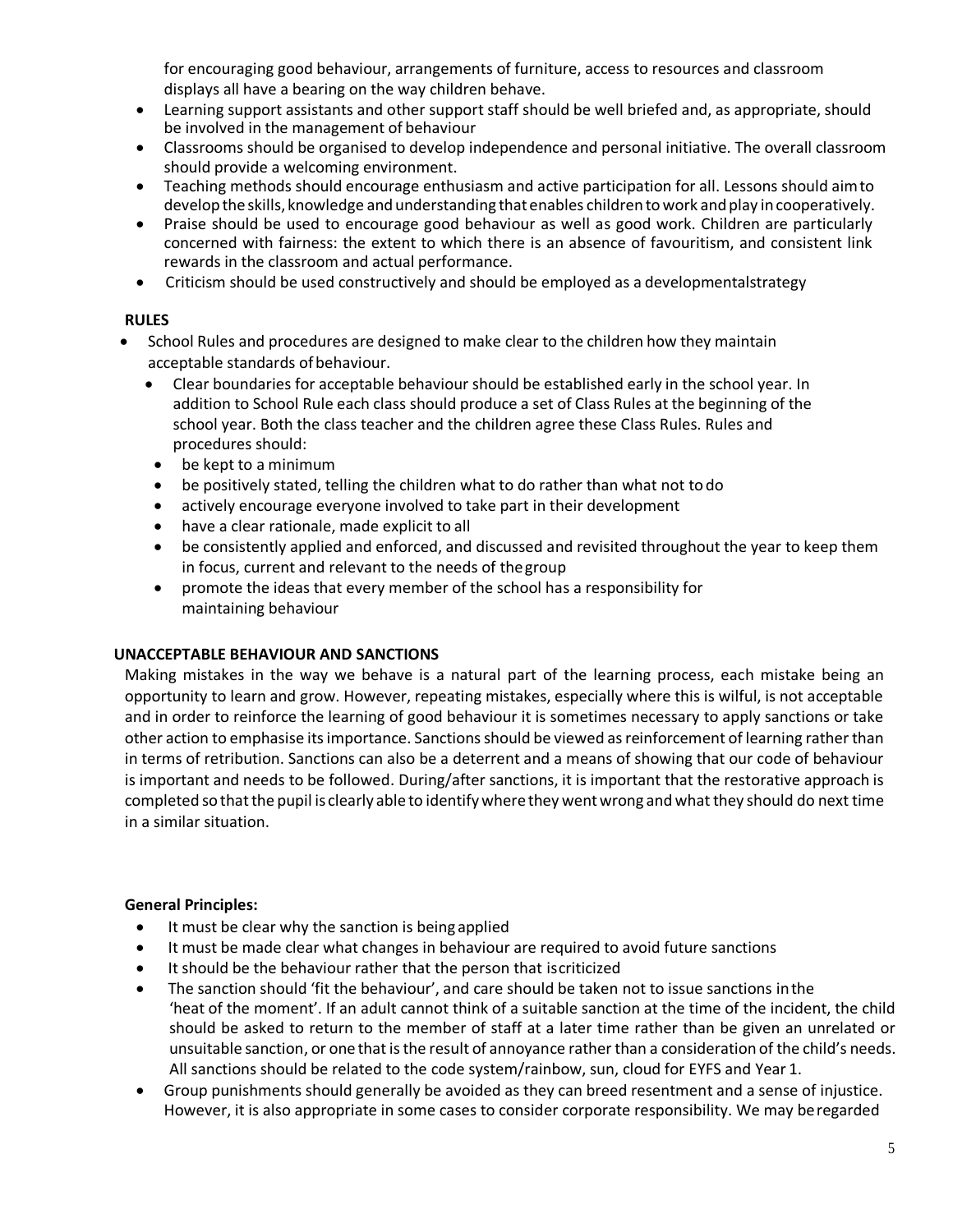for encouraging good behaviour, arrangements of furniture, access to resources and classroom displays all have a bearing on the way children behave.

- Learning support assistants and other support staff should be well briefed and, as appropriate, should be involved in the management of behaviour
- Classrooms should be organised to develop independence and personal initiative. The overall classroom should provide a welcoming environment.
- Teaching methods should encourage enthusiasm and active participation for all. Lessons should aim to develop the skills, knowledge and understanding that enables children to work and play in cooperatively.
- Praise should be used to encourage good behaviour as well as good work. Children are particularly concerned with fairness: the extent to which there is an absence of favouritism, and consistent link rewards in the classroom and actual performance.
- Criticism should be used constructively and should be employed as a developmentalstrategy

**RULES**

- School Rules and procedures are designed to make clear to the children how they maintain acceptable standards of behaviour.
  - Clear boundaries for acceptable behaviour should be established early in the school year. In addition to School Rule each class should produce a set of Class Rules at the beginning of the school year. Both the class teacher and the children agree these Class Rules. Rules and procedures should:
  - be kept to a minimum
  - be positively stated, telling the children what to do rather than what not to do
  - actively encourage everyone involved to take part in their development
  - have a clear rationale, made explicit to all
  - be consistently applied and enforced, and discussed and revisited throughout the year to keep them in focus, current and relevant to the needs of the group
  - promote the ideas that every member of the school has a responsibility for maintaining behaviour

**UNACCEPTABLE BEHAVIOUR AND SANCTIONS**

Making mistakes in the way we behave is a natural part of the learning process, each mistake being an opportunity to learn and grow. However, repeating mistakes, especially where this is wilful, is not acceptable and in order to reinforce the learning of good behaviour it is sometimes necessary to apply sanctions or take other action to emphasise its importance. Sanctions should be viewed as reinforcement of learning rather than in terms of retribution. Sanctions can also be a deterrent and a means of showing that our code of behaviour is important and needs to be followed. During/after sanctions, it is important that the restorative approach is completed so that the pupil is clearly able to identify where they went wrong and what they should do next time in a similar situation.

**General Principles:**

- It must be clear why the sanction is being applied
- It must be made clear what changes in behaviour are required to avoid future sanctions
- It should be the behaviour rather that the person that is criticized
- The sanction should 'fit the behaviour', and care should be taken not to issue sanctions in the 'heat of the moment'. If an adult cannot think of a suitable sanction at the time of the incident, the child should be asked to return to the member of staff at a later time rather than be given an unrelated or unsuitable sanction, or one that is the result of annoyance rather than a consideration of the child's needs. All sanctions should be related to the code system/rainbow, sun, cloud for EYFS and Year 1.
- Group punishments should generally be avoided as they can breed resentment and a sense of injustice. However, it is also appropriate in some cases to consider corporate responsibility. We may be regarded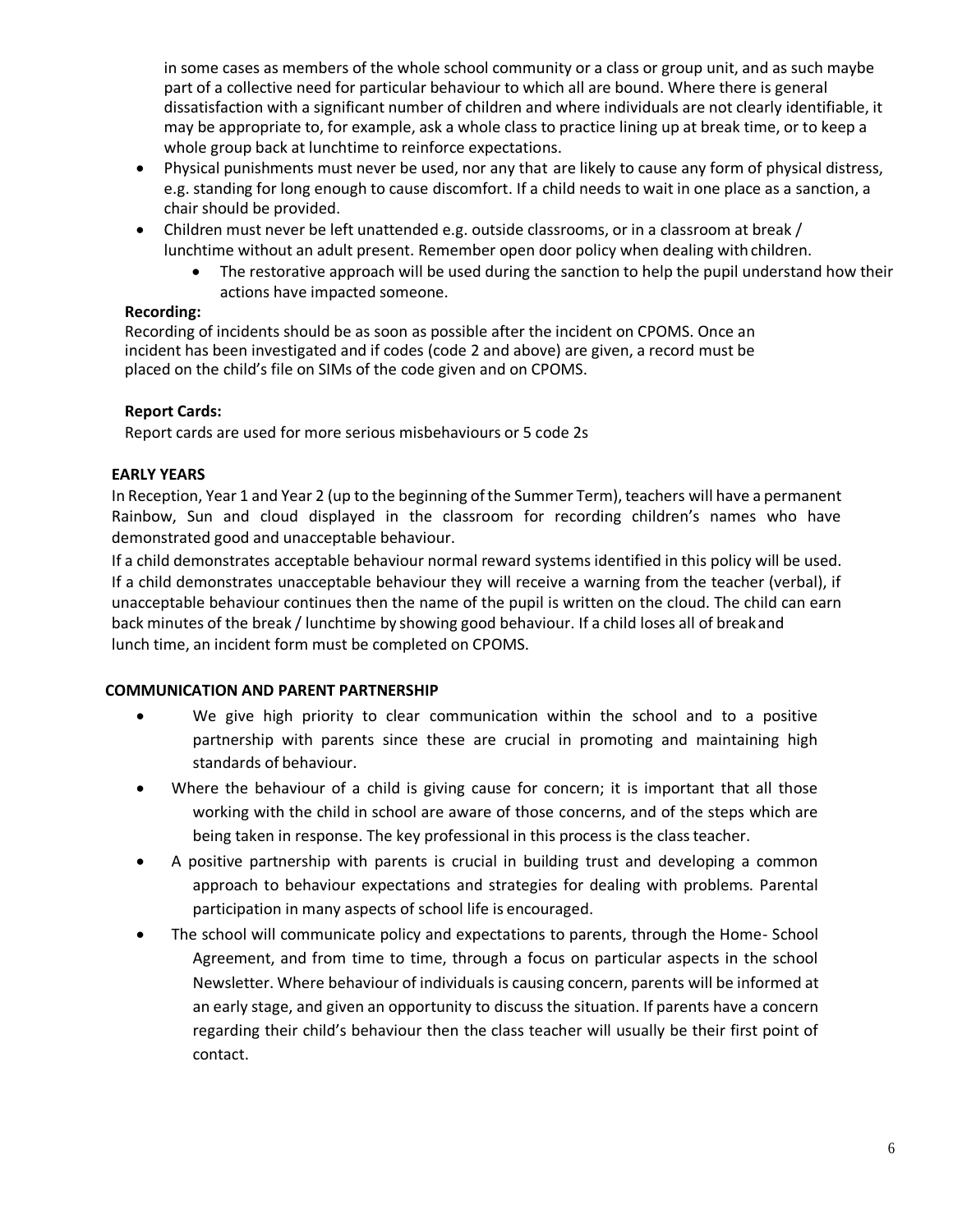in some cases as members of the whole school community or a class or group unit, and as such maybe part of a collective need for particular behaviour to which all are bound. Where there is general dissatisfaction with a significant number of children and where individuals are not clearly identifiable, it may be appropriate to, for example, ask a whole class to practice lining up at break time, or to keep a whole group back at lunchtime to reinforce expectations.

- Physical punishments must never be used, nor any that are likely to cause any form of physical distress, e.g. standing for long enough to cause discomfort. If a child needs to wait in one place as a sanction, a chair should be provided.
- Children must never be left unattended e.g. outside classrooms, or in a classroom at break / lunchtime without an adult present. Remember open door policy when dealing with children.
  - The restorative approach will be used during the sanction to help the pupil understand how their actions have impacted someone.

**Recording:**

Recording of incidents should be as soon as possible after the incident on CPOMS. Once an incident has been investigated and if codes (code 2 and above) are given, a record must be placed on the child's file on SIMs of the code given and on CPOMS.

**Report Cards:**

Report cards are used for more serious misbehaviours or 5 code 2s

**EARLY YEARS**

In Reception, Year 1 and Year 2 (up to the beginning of the Summer Term), teachers will have a permanent Rainbow, Sun and cloud displayed in the classroom for recording children's names who have demonstrated good and unacceptable behaviour.

If a child demonstrates acceptable behaviour normal reward systems identified in this policy will be used. If a child demonstrates unacceptable behaviour they will receive a warning from the teacher (verbal), if unacceptable behaviour continues then the name of the pupil is written on the cloud. The child can earn back minutes of the break / lunchtime by showing good behaviour. If a child loses all of break and lunch time, an incident form must be completed on CPOMS.

**COMMUNICATION AND PARENT PARTNERSHIP**

- We give high priority to clear communication within the school and to a positive partnership with parents since these are crucial in promoting and maintaining high standards of behaviour.
- Where the behaviour of a child is giving cause for concern; it is important that all those working with the child in school are aware of those concerns, and of the steps which are being taken in response. The key professional in this process is the class teacher.
- A positive partnership with parents is crucial in building trust and developing a common approach to behaviour expectations and strategies for dealing with problems. Parental participation in many aspects of school life is encouraged.
- The school will communicate policy and expectations to parents, through the Home- School Agreement, and from time to time, through a focus on particular aspects in the school Newsletter. Where behaviour of individuals is causing concern, parents will be informed at an early stage, and given an opportunity to discuss the situation. If parents have a concern regarding their child's behaviour then the class teacher will usually be their first point of contact.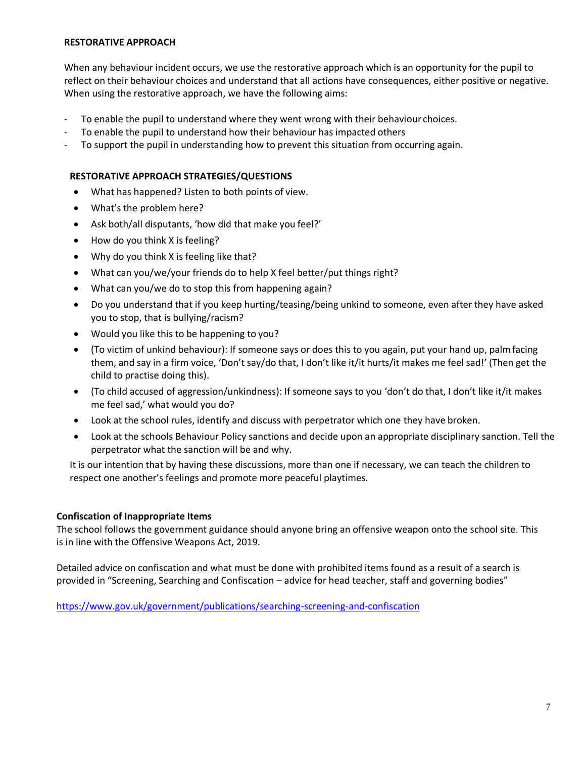**RESTORATIVE APPROACH**

When any behaviour incident occurs, we use the restorative approach which is an opportunity for the pupil to reflect on their behaviour choices and understand that all actions have consequences, either positive or negative. When using the restorative approach, we have the following aims:

- To enable the pupil to understand where they went wrong with their behaviour choices.
- To enable the pupil to understand how their behaviour has impacted others
- To support the pupil in understanding how to prevent this situation from occurring again.

**RESTORATIVE APPROACH STRATEGIES/QUESTIONS**

- What has happened? Listen to both points of view.
- What's the problem here?
- Ask both/all disputants, 'how did that make you feel?'
- How do you think X is feeling?
- Why do you think X is feeling like that?
- What can you/we/your friends do to help X feel better/put things right?
- What can you/we do to stop this from happening again?
- Do you understand that if you keep hurting/teasing/being unkind to someone, even after they have asked you to stop, that is bullying/racism?
- Would you like this to be happening to you?
- (To victim of unkind behaviour): If someone says or does this to you again, put your hand up, palm facing them, and say in a firm voice, 'Don't say/do that, I don't like it/it hurts/it makes me feel sad!' (Then get the child to practise doing this).
- (To child accused of aggression/unkindness): If someone says to you 'don't do that, I don't like it/it makes me feel sad,' what would you do?
- Look at the school rules, identify and discuss with perpetrator which one they have broken.
- Look at the schools Behaviour Policy sanctions and decide upon an appropriate disciplinary sanction. Tell the perpetrator what the sanction will be and why.

It is our intention that by having these discussions, more than one if necessary, we can teach the children to respect one another's feelings and promote more peaceful playtimes.

**Confiscation of Inappropriate Items**

The school follows the government guidance should anyone bring an offensive weapon onto the school site. This is in line with the Offensive Weapons Act, 2019.

Detailed advice on confiscation and what must be done with prohibited items found as a result of a search is provided in "Screening, Searching and Confiscation – advice for head teacher, staff and governing bodies"

https://www.gov.uk/government/publications/searching-screening-and-confiscation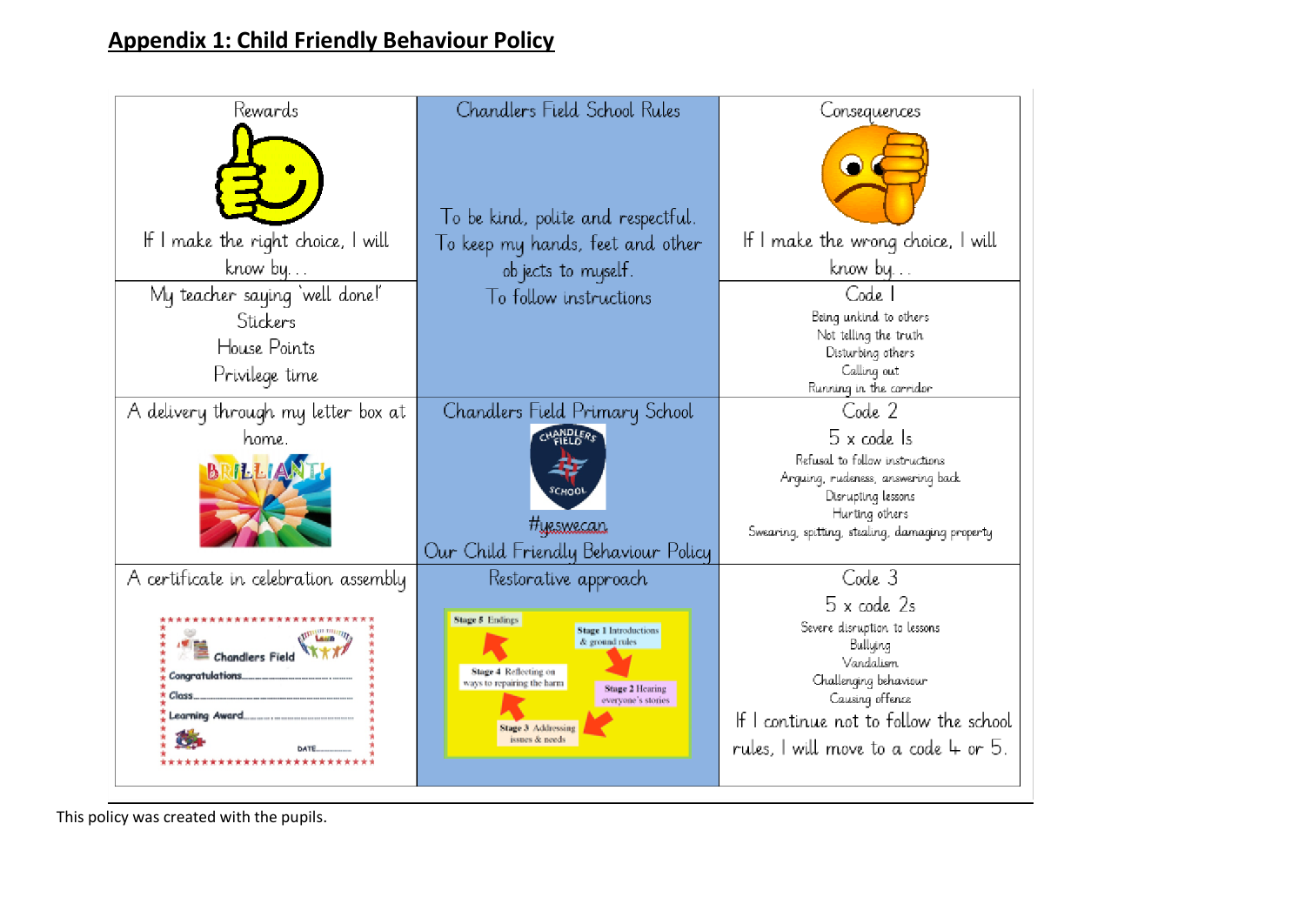## Appendix 1: Child Friendly Behaviour Policy

| Rewards | Chandlers Field School Rules | Consequences |
|---|---|---|
| If I make the right choice, I will know by… | To be kind, polite and respectful.<br>To keep my hands, feet and other objects to myself.<br>To follow instructions | If I make the wrong choice, I will know by… |
| My teacher saying 'well done!'<br>Stickers<br>House Points<br>Privilege time | | Code 1<br>Being unkind to others<br>Not telling the truth<br>Disturbing others<br>Calling out<br>Running in the corridor |
| A delivery through my letter box at home.<br>BRILLIANT! | Chandlers Field Primary School<br>#yeswecan<br>Our Child Friendly Behaviour Policy | Code 2<br>5 x code 1s<br>Refusal to follow instructions<br>Arguing, rudeness, answering back<br>Disrupting lessons<br>Hurting others<br>Swearing, spitting, stealing, damaging property |
| A certificate in celebration assembly<br>Chandlers Field<br>Congratulations……<br>Class……<br>Learning Award……<br>DATE…… | Restorative approach<br>Stage 1 Introductions & ground rules<br>Stage 2 Hearing everyone's stories<br>Stage 3 Addressing issues & needs<br>Stage 4 Reflecting on ways to repairing the harm<br>Stage 5 Endings | Code 3<br>5 x code 2s<br>Severe disruption to lessons<br>Bullying<br>Vandalism<br>Challenging behaviour<br>Causing offence<br>If I continue not to follow the school rules, I will move to a code 4 or 5. |

This policy was created with the pupils.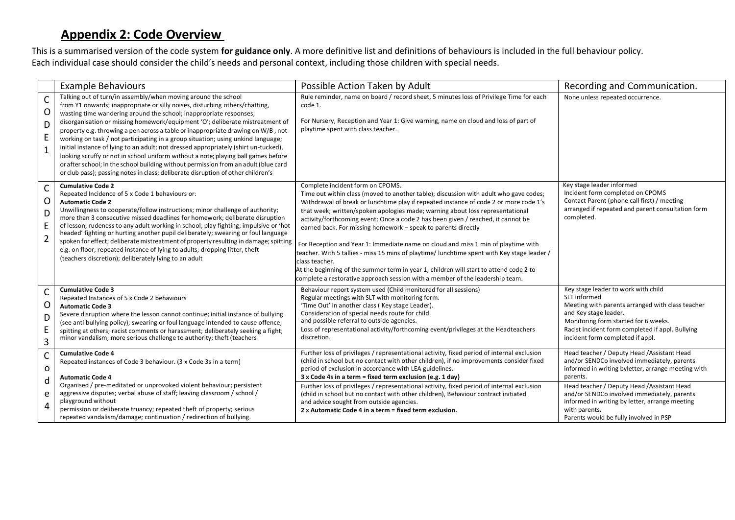## Appendix 2: Code Overview

This is a summarised version of the code system **for guidance only**. A more definitive list and definitions of behaviours is included in the full behaviour policy. Each individual case should consider the child's needs and personal context, including those children with special needs.

| | Example Behaviours | Possible Action Taken by Adult | Recording and Communication. |
|---|---|---|---|
| CODE 1 | Talking out of turn/in assembly/when moving around the school from Y1 onwards; inappropriate or silly noises, disturbing others/chatting, wasting time wandering around the school; inappropriate responses; disorganisation or missing homework/equipment 'O'; deliberate mistreatment of property e.g. throwing a pen across a table or inappropriate drawing on W/B ; not working on task / not participating in a group situation; using unkind language; initial instance of lying to an adult; not dressed appropriately (shirt un-tucked), looking scruffy or not in school uniform without a note; playing ball games before or after school; in the school building without permission from an adult (blue card or club pass); passing notes in class; deliberate disruption of other children's | Rule reminder, name on board / record sheet, 5 minutes loss of Privilege Time for each code 1.<br><br>For Nursery, Reception and Year 1: Give warning, name on cloud and loss of part of playtime spent with class teacher. | None unless repeated occurrence. |
| CODE 2 | **Cumulative Code 2**<br>Repeated Incidence of 5 x Code 1 behaviours or:<br>**Automatic Code 2**<br>Unwillingness to cooperate/follow instructions; minor challenge of authority; more than 3 consecutive missed deadlines for homework; deliberate disruption of lesson; rudeness to any adult working in school; play fighting; impulsive or 'hot headed' fighting or hurting another pupil deliberately; swearing or foul language spoken for effect; deliberate mistreatment of property resulting in damage; spitting e.g. on floor; repeated instance of lying to adults; dropping litter, theft (teachers discretion); deliberately lying to an adult | Complete incident form on CPOMS.<br>Time out within class (moved to another table); discussion with adult who gave codes; Withdrawal of break or lunchtime play if repeated instance of code 2 or more code 1's that week; written/spoken apologies made; warning about loss representational activity/forthcoming event; Once a code 2 has been given / reached, it cannot be earned back. For missing homework – speak to parents directly<br><br>For Reception and Year 1: Immediate name on cloud and miss 1 min of playtime with teacher. With 5 tallies - miss 15 mins of playtime/ lunchtime spent with Key stage leader / class teacher.<br>At the beginning of the summer term in year 1, children will start to attend code 2 to complete a restorative approach session with a member of the leadership team. | Key stage leader informed<br>Incident form completed on CPOMS<br>Contact Parent (phone call first) / meeting arranged if repeated and parent consultation form completed. |
| CODE 3 | **Cumulative Code 3**<br>Repeated Instances of 5 x Code 2 behaviours<br>**Automatic Code 3**<br>Severe disruption where the lesson cannot continue; initial instance of bullying (see anti bullying policy); swearing or foul language intended to cause offence; spitting at others; racist comments or harassment; deliberately seeking a fight; minor vandalism; more serious challenge to authority; theft (teachers | Behaviour report system used (Child monitored for all sessions)<br>Regular meetings with SLT with monitoring form.<br>'Time Out' in another class ( Key stage Leader).<br>Consideration of special needs route for child and possible referral to outside agencies.<br>Loss of representational activity/forthcoming event/privileges at the Headteachers discretion. | Key stage leader to work with child<br>SLT informed<br>Meeting with parents arranged with class teacher and Key stage leader.<br>Monitoring form started for 6 weeks.<br>Racist incident form completed if appl. Bullying incident form completed if appl. |
| Code 4 | **Cumulative Code 4**<br>Repeated instances of Code 3 behaviour. (3 x Code 3s in a term) | Further loss of privileges / representational activity, fixed period of internal exclusion (child in school but no contact with other children), if no improvements consider fixed period of exclusion in accordance with LEA guidelines.<br>**3 x Code 4s in a term = fixed term exclusion (e.g. 1 day)** | Head teacher / Deputy Head /Assistant Head and/or SENDCo involved immediately, parents informed in writing byletter, arrange meeting with parents. |
| | **Automatic Code 4**<br>Organised / pre-meditated or unprovoked violent behaviour; persistent aggressive disputes; verbal abuse of staff; leaving classroom / school / playground without permission or deliberate truancy; repeated theft of property; serious repeated vandalism/damage; continuation / redirection of bullying. | Further loss of privileges / representational activity, fixed period of internal exclusion (child in school but no contact with other children), Behaviour contract initiated and advice sought from outside agencies.<br>**2 x Automatic Code 4 in a term = fixed term exclusion.** | Head teacher / Deputy Head /Assistant Head and/or SENDCo involved immediately, parents informed in writing by letter, arrange meeting with parents.<br>Parents would be fully involved in PSP |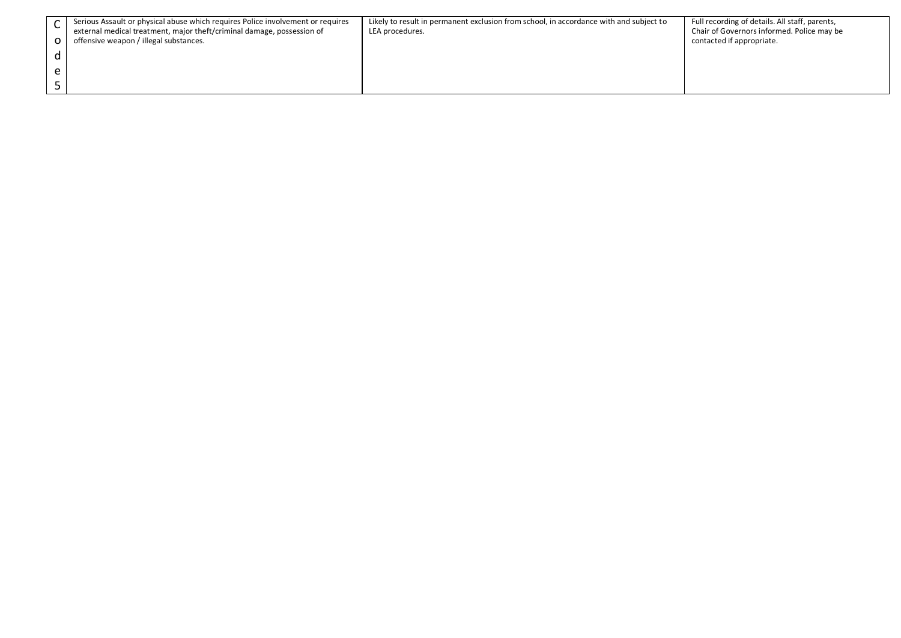| Code 5 | Serious Assault or physical abuse which requires Police involvement or requires external medical treatment, major theft/criminal damage, possession of offensive weapon / illegal substances. | Likely to result in permanent exclusion from school, in accordance with and subject to LEA procedures. | Full recording of details. All staff, parents, Chair of Governors informed. Police may be contacted if appropriate. |
|---|---|---|---|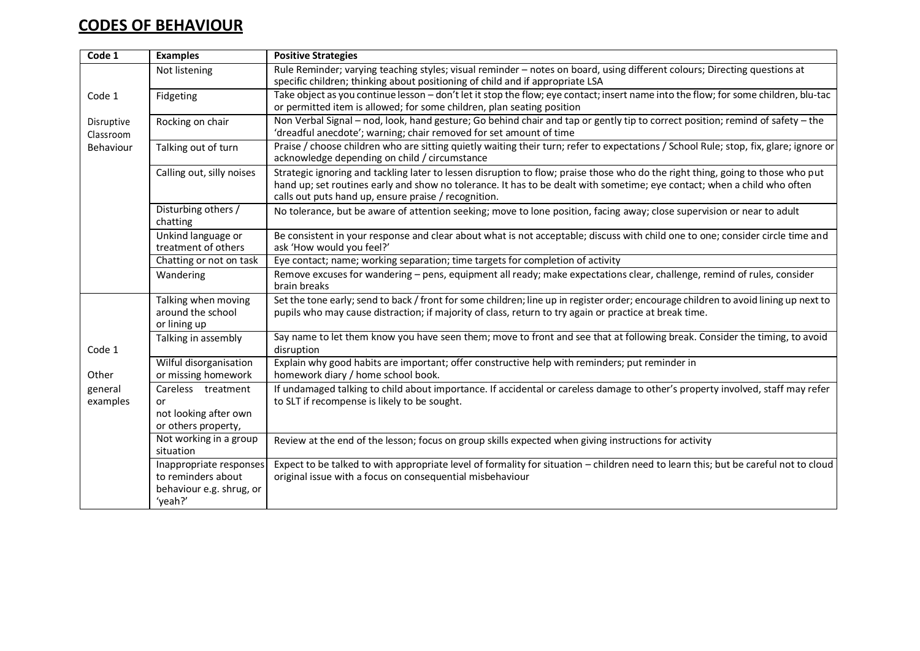# CODES OF BEHAVIOUR

| Code 1 | Examples | Positive Strategies |
|---|---|---|
| Code 1<br><br>Disruptive Classroom Behaviour | Not listening | Rule Reminder; varying teaching styles; visual reminder – notes on board, using different colours; Directing questions at specific children; thinking about positioning of child and if appropriate LSA |
| | Fidgeting | Take object as you continue lesson – don't let it stop the flow; eye contact; insert name into the flow; for some children, blu-tac or permitted item is allowed; for some children, plan seating position |
| | Rocking on chair | Non Verbal Signal – nod, look, hand gesture; Go behind chair and tap or gently tip to correct position; remind of safety – the 'dreadful anecdote'; warning; chair removed for set amount of time |
| | Talking out of turn | Praise / choose children who are sitting quietly waiting their turn; refer to expectations / School Rule; stop, fix, glare; ignore or acknowledge depending on child / circumstance |
| | Calling out, silly noises | Strategic ignoring and tackling later to lessen disruption to flow; praise those who do the right thing, going to those who put hand up; set routines early and show no tolerance. It has to be dealt with sometime; eye contact; when a child who often calls out puts hand up, ensure praise / recognition. |
| | Disturbing others / chatting | No tolerance, but be aware of attention seeking; move to lone position, facing away; close supervision or near to adult |
| | Unkind language or treatment of others | Be consistent in your response and clear about what is not acceptable; discuss with child one to one; consider circle time and ask 'How would you feel?' |
| | Chatting or not on task | Eye contact; name; working separation; time targets for completion of activity |
| | Wandering | Remove excuses for wandering – pens, equipment all ready; make expectations clear, challenge, remind of rules, consider brain breaks |
| Code 1<br><br>Other general examples | Talking when moving around the school or lining up | Set the tone early; send to back / front for some children; line up in register order; encourage children to avoid lining up next to pupils who may cause distraction; if majority of class, return to try again or practice at break time. |
| | Talking in assembly | Say name to let them know you have seen them; move to front and see that at following break. Consider the timing, to avoid disruption |
| | Wilful disorganisation or missing homework | Explain why good habits are important; offer constructive help with reminders; put reminder in homework diary / home school book. |
| | Careless treatment or not looking after own or others property, | If undamaged talking to child about importance. If accidental or careless damage to other's property involved, staff may refer to SLT if recompense is likely to be sought. |
| | Not working in a group situation | Review at the end of the lesson; focus on group skills expected when giving instructions for activity |
| | Inappropriate responses to reminders about behaviour e.g. shrug, or 'yeah?' | Expect to be talked to with appropriate level of formality for situation – children need to learn this; but be careful not to cloud original issue with a focus on consequential misbehaviour |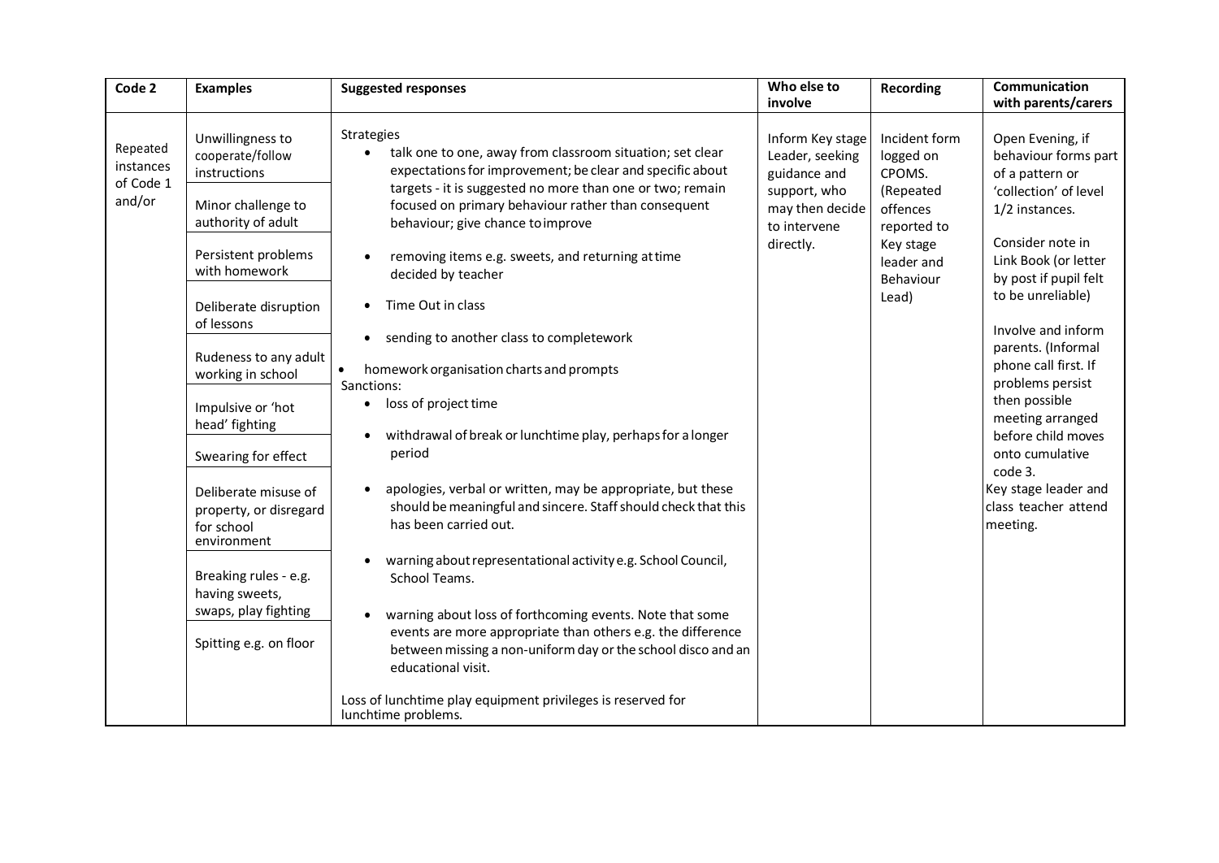| Code 2 | Examples | Suggested responses | Who else to involve | Recording | Communication with parents/carers |
|---|---|---|---|---|---|
| Repeated instances of Code 1 and/or | Unwillingness to cooperate/follow instructions<br><br>Minor challenge to authority of adult<br><br>Persistent problems with homework<br><br>Deliberate disruption of lessons<br><br>Rudeness to any adult working in school<br><br>Impulsive or 'hot head' fighting<br><br>Swearing for effect<br><br>Deliberate misuse of property, or disregard for school environment<br><br>Breaking rules - e.g. having sweets, swaps, play fighting<br><br>Spitting e.g. on floor | Strategies<br>• talk one to one, away from classroom situation; set clear expectations for improvement; be clear and specific about targets - it is suggested no more than one or two; remain focused on primary behaviour rather than consequent behaviour; give chance to improve<br>• removing items e.g. sweets, and returning at time decided by teacher<br>• Time Out in class<br>• sending to another class to complete work<br>• homework organisation charts and prompts<br>Sanctions:<br>• loss of project time<br>• withdrawal of break or lunchtime play, perhaps for a longer period<br>• apologies, verbal or written, may be appropriate, but these should be meaningful and sincere. Staff should check that this has been carried out.<br>• warning about representational activity e.g. School Council, School Teams.<br>• warning about loss of forthcoming events. Note that some events are more appropriate than others e.g. the difference between missing a non-uniform day or the school disco and an educational visit.<br><br>Loss of lunchtime play equipment privileges is reserved for lunchtime problems. | Inform Key stage Leader, seeking guidance and support, who may then decide to intervene directly. | Incident form logged on CPOMS. (Repeated offences reported to Key stage leader and Behaviour Lead) | Open Evening, if behaviour forms part of a pattern or 'collection' of level 1/2 instances.<br><br>Consider note in Link Book (or letter by post if pupil felt to be unreliable)<br><br>Involve and inform parents. (Informal phone call first. If problems persist then possible meeting arranged before child moves onto cumulative code 3.<br>Key stage leader and class teacher attend meeting. |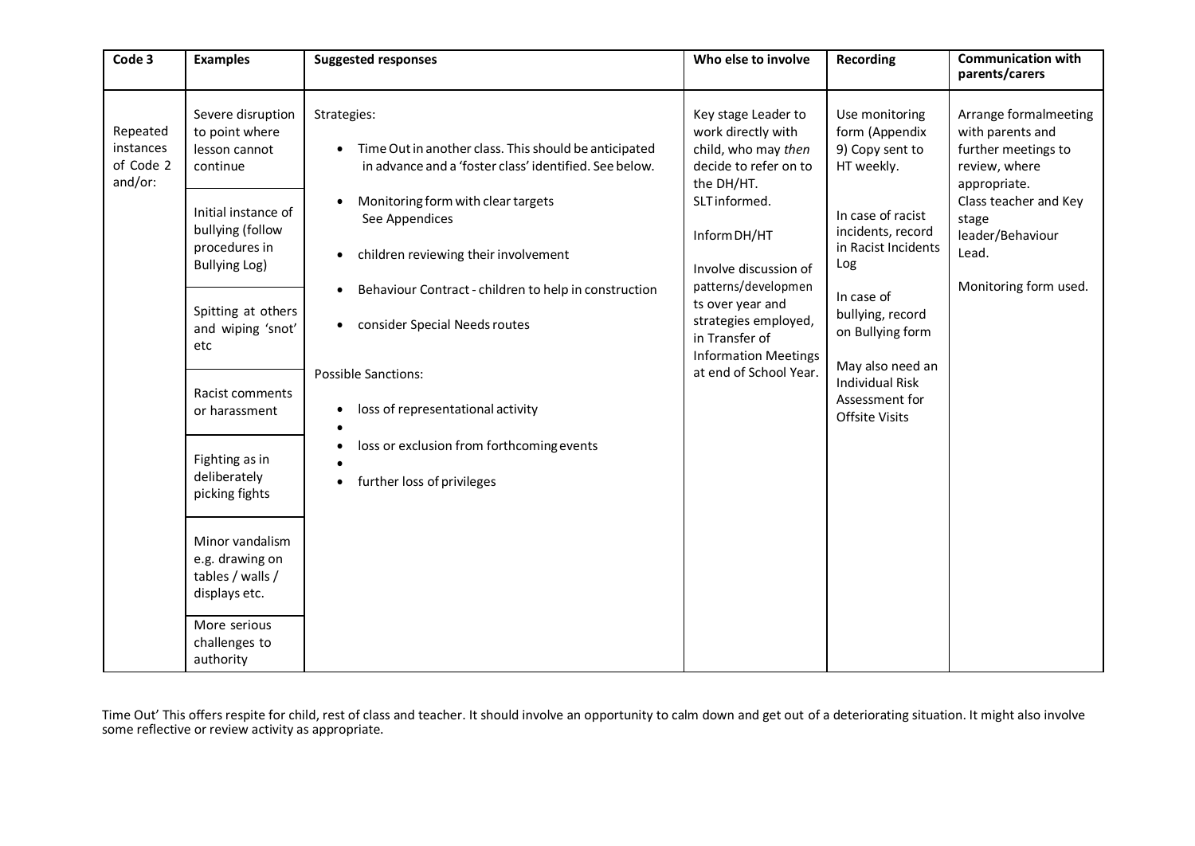| Code 3 | Examples | Suggested responses | Who else to involve | Recording | Communication with parents/carers |
|---|---|---|---|---|---|
| Repeated instances of Code 2 and/or: | Severe disruption to point where lesson cannot continue<br><br>Initial instance of bullying (follow procedures in Bullying Log)<br><br>Spitting at others and wiping 'snot' etc<br><br>Racist comments or harassment<br><br>Fighting as in deliberately picking fights<br><br>Minor vandalism e.g. drawing on tables / walls / displays etc.<br><br>More serious challenges to authority | Strategies:<br>• Time Out in another class. This should be anticipated in advance and a 'foster class' identified. See below.<br>• Monitoring form with clear targets See Appendices<br>• children reviewing their involvement<br>• Behaviour Contract - children to help in construction<br>• consider Special Needs routes<br><br>Possible Sanctions:<br>• loss of representational activity<br>• loss or exclusion from forthcoming events<br>• further loss of privileges | Key stage Leader to work directly with child, who may *then* decide to refer on to the DH/HT.<br>SLT informed.<br><br>Inform DH/HT<br><br>Involve discussion of patterns/developments over year and strategies employed, in Transfer of Information Meetings at end of School Year. | Use monitoring form (Appendix 9) Copy sent to HT weekly.<br><br>In case of racist incidents, record in Racist Incidents Log<br><br>In case of bullying, record on Bullying form<br><br>May also need an Individual Risk Assessment for Offsite Visits | Arrange formal meeting with parents and further meetings to review, where appropriate.<br>Class teacher and Key stage leader/Behaviour Lead.<br><br>Monitoring form used. |

Time Out' This offers respite for child, rest of class and teacher. It should involve an opportunity to calm down and get out of a deteriorating situation. It might also involve some reflective or review activity as appropriate.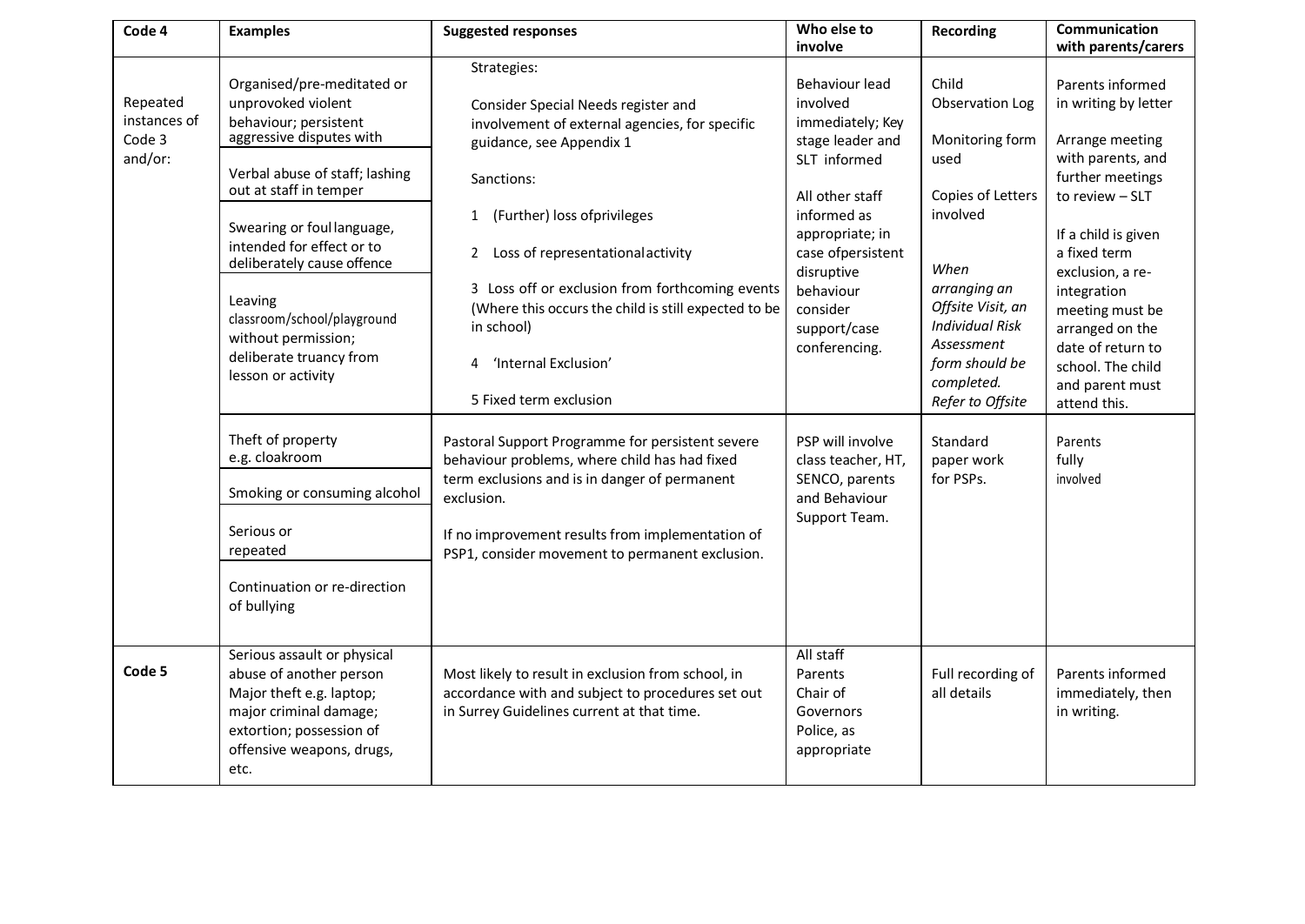| Code 4 | Examples | Suggested responses | Who else to involve | Recording | Communication with parents/carers |
|---|---|---|---|---|---|
| Repeated instances of Code 3 and/or: | Organised/pre-meditated or unprovoked violent behaviour; persistent aggressive disputes with<br><br>Verbal abuse of staff; lashing out at staff in temper<br><br>Swearing or foul language, intended for effect or to deliberately cause offence<br><br>Leaving classroom/school/playground without permission; deliberate truancy from lesson or activity | Strategies:<br><br>Consider Special Needs register and involvement of external agencies, for specific guidance, see Appendix 1<br><br>Sanctions:<br><br>1 (Further) loss of privileges<br><br>2 Loss of representational activity<br><br>3 Loss off or exclusion from forthcoming events (Where this occurs the child is still expected to be in school)<br><br>4 'Internal Exclusion'<br><br>5 Fixed term exclusion | Behaviour lead involved immediately; Key stage leader and SLT informed<br><br>All other staff informed as appropriate; in case of persistent disruptive behaviour consider support/case conferencing. | Child Observation Log<br><br>Monitoring form used<br><br>Copies of Letters involved<br><br>*When arranging an Offsite Visit, an Individual Risk Assessment form should be completed. Refer to Offsite* | Parents informed in writing by letter<br><br>Arrange meeting with parents, and further meetings to review – SLT<br><br>If a child is given a fixed term exclusion, a re-integration meeting must be arranged on the date of return to school. The child and parent must attend this. |
| | Theft of property e.g. cloakroom<br><br>Smoking or consuming alcohol<br><br>Serious or repeated<br><br>Continuation or re-direction of bullying | Pastoral Support Programme for persistent severe behaviour problems, where child has had fixed term exclusions and is in danger of permanent exclusion.<br><br>If no improvement results from implementation of PSP1, consider movement to permanent exclusion. | PSP will involve class teacher, HT, SENCO, parents and Behaviour Support Team. | Standard paper work for PSPs. | Parents fully involved |
| **Code 5** | Serious assault or physical abuse of another person Major theft e.g. laptop; major criminal damage; extortion; possession of offensive weapons, drugs, etc. | Most likely to result in exclusion from school, in accordance with and subject to procedures set out in Surrey Guidelines current at that time. | All staff<br>Parents<br>Chair of Governors<br>Police, as appropriate | Full recording of all details | Parents informed immediately, then in writing. |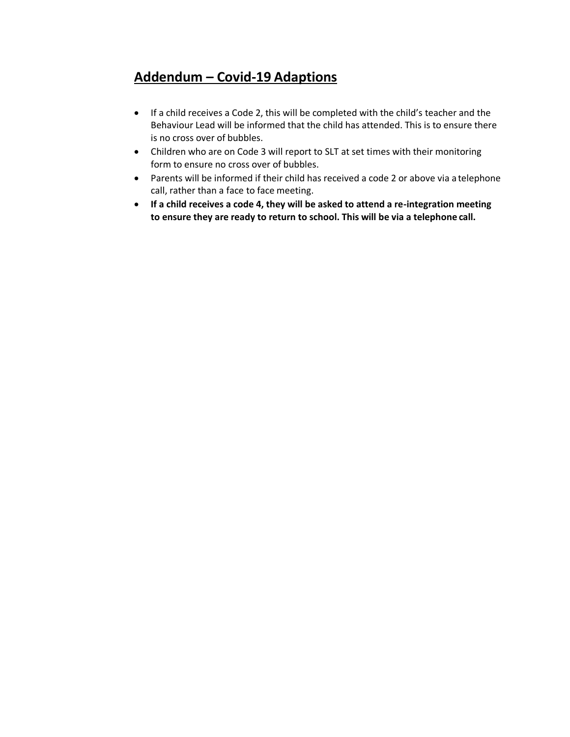## <u>Addendum – Covid-19 Adaptions</u>

- If a child receives a Code 2, this will be completed with the child's teacher and the Behaviour Lead will be informed that the child has attended. This is to ensure there is no cross over of bubbles.
- Children who are on Code 3 will report to SLT at set times with their monitoring form to ensure no cross over of bubbles.
- Parents will be informed if their child has received a code 2 or above via a telephone call, rather than a face to face meeting.
- **If a child receives a code 4, they will be asked to attend a re-integration meeting to ensure they are ready to return to school. This will be via a telephone call.**